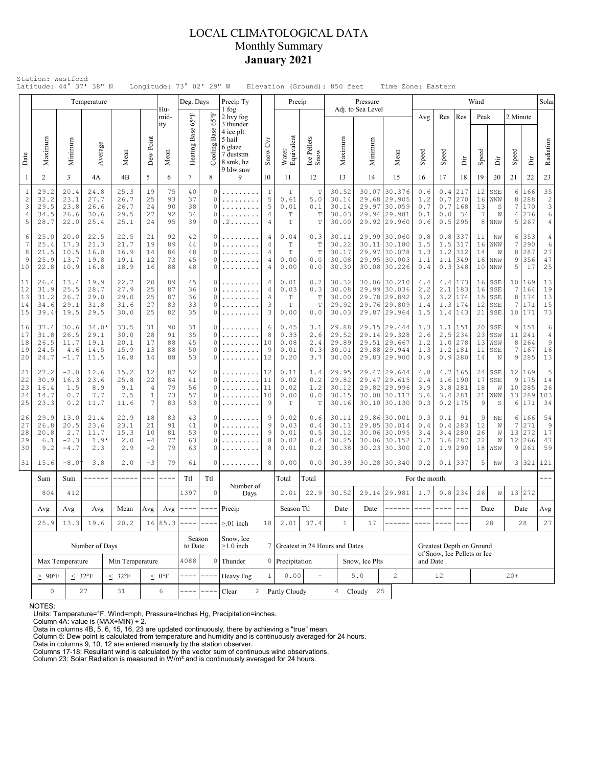# LOCAL CLIMATOLOGICAL DATA
## Monthly Summary
## January 2021

Station: Westford
Latitude: 44° 37' 38" N    Longitude: 73° 02' 29" W    Elevation (Ground): 850 feet    Time Zone: Eastern

| Date | Temperature Maximum | Temperature Minimum | Temperature Average | Temperature Mean | Dew Point | Humidity Mean | Deg. Days Heating Base 65°F | Deg. Days Cooling Base 65°F | Precip Ty (1 fog, 2 hvy fog, 3 thunder, 4 ice plt, 5 hail, 6 glaze, 7 duststm, 8 smk, hz, 9 blw snw) | Snow Cvr | Precip Water Equivalent | Precip Ice Pellets Snow | Pressure Adj. to Sea Level Maximum | Pressure Minimum | Pressure Mean | Wind Avg Speed | Wind Res Speed | Wind Res Dir | Wind Peak Speed | Wind Peak Dir | Wind 2 Minute Speed | Wind 2 Minute Dir | Solar Radiation |
|---|---|---|---|---|---|---|---|---|---|---|---|---|---|---|---|---|---|---|---|---|---|---|---|
| 1 | 2 | 3 | 4A | 4B | 5 | 6 | 7 | 8 | 9 | 10 | 11 | 12 | 13 | 14 | 15 | 16 | 17 | 18 | 19 | 20 | 21 | 22 | 23 |
| 1 | 29.2 | 20.4 | 24.8 | 25.3 | 19 | 75 | 40 | 0 | ......... | T | T | T | 30.52 | 30.07 | 30.376 | 0.6 | 0.4 | 217 | 12 | SSE | 6 | 166 | 35 |
| 2 | 32.2 | 23.1 | 27.7 | 26.7 | 25 | 93 | 37 | 0 | ......... | 5 | 0.61 | 5.0 | 30.14 | 29.68 | 29.905 | 1.2 | 0.7 | 270 | 16 | WNW | 8 | 288 | 2 |
| 3 | 29.5 | 23.8 | 26.6 | 26.7 | 24 | 90 | 38 | 0 | ......... | 5 | 0.01 | 0.1 | 30.14 | 29.97 | 30.059 | 0.7 | 0.7 | 168 | 13 | S | 7 | 170 | 3 |
| 4 | 34.5 | 26.6 | 30.6 | 29.5 | 27 | 92 | 34 | 0 | ......... | 4 | T | T | 30.03 | 29.94 | 29.981 | 0.1 | 0.0 | 34 | 7 | W | 4 | 276 | 6 |
| 5 | 28.7 | 22.0 | 25.4 | 25.1 | 24 | 95 | 39 | 0 | .2....... | 4 | T | T | 30.00 | 29.92 | 29.960 | 0.6 | 0.5 | 295 | 8 | NNW | 5 | 267 | 4 |
| 6 | 25.0 | 20.0 | 22.5 | 22.5 | 21 | 92 | 42 | 0 | ......... | 4 | 0.04 | 0.3 | 30.11 | 29.99 | 30.060 | 0.8 | 0.8 | 337 | 11 | NW | 6 | 353 | 4 |
| 7 | 25.4 | 17.3 | 21.3 | 21.7 | 19 | 89 | 44 | 0 | ......... | 4 | T | T | 30.22 | 30.11 | 30.180 | 1.5 | 1.5 | 317 | 16 | WNW | 7 | 290 | 6 |
| 8 | 21.5 | 10.5 | 16.0 | 16.9 | 14 | 86 | 48 | 0 | ......... | 4 | T | T | 30.17 | 29.97 | 30.078 | 1.3 | 1.2 | 312 | 14 | W | 8 | 287 | 27 |
| 9 | 25.9 | 13.7 | 19.8 | 19.1 | 12 | 73 | 45 | 0 | ......... | 4 | 0.00 | 0.0 | 30.08 | 29.95 | 30.003 | 1.1 | 1.1 | 349 | 16 | NNW | 9 | 356 | 47 |
| 10 | 22.8 | 10.9 | 16.8 | 18.9 | 16 | 88 | 48 | 0 | ......... | 4 | 0.00 | 0.0 | 30.30 | 30.08 | 30.226 | 0.4 | 0.3 | 348 | 10 | NNW | 5 | 17 | 25 |
| 11 | 26.4 | 13.4 | 19.9 | 22.7 | 20 | 89 | 45 | 0 | ......... | 4 | 0.01 | 0.2 | 30.32 | 30.06 | 30.210 | 4.4 | 4.4 | 173 | 16 | SSE | 10 | 169 | 13 |
| 12 | 31.9 | 25.5 | 28.7 | 27.9 | 25 | 87 | 36 | 0 | ......... | 4 | 0.03 | 0.3 | 30.08 | 29.99 | 30.036 | 2.2 | 2.1 | 183 | 16 | SSE | 7 | 164 | 19 |
| 13 | 31.2 | 26.7 | 29.0 | 29.0 | 25 | 87 | 36 | 0 | ......... | 4 | T | T | 30.00 | 29.78 | 29.892 | 3.2 | 3.2 | 174 | 15 | SSE | 8 | 174 | 13 |
| 14 | 34.6 | 29.1 | 31.8 | 31.6 | 27 | 83 | 33 | 0 | ......... | 3 | T | T | 29.92 | 29.76 | 29.809 | 1.4 | 1.3 | 174 | 12 | SSE | 7 | 171 | 15 |
| 15 | 39.4* | 19.5 | 29.5 | 30.0 | 25 | 82 | 35 | 0 | ......... | 3 | 0.00 | 0.0 | 30.03 | 29.87 | 29.964 | 1.5 | 1.4 | 143 | 21 | SSE | 10 | 171 | 73 |
| 16 | 37.4 | 30.6 | 34.0* | 33.5 | 31 | 90 | 31 | 0 | ......... | 6 | 0.45 | 3.1 | 29.88 | 29.15 | 29.444 | 1.3 | 1.1 | 151 | 20 | SSE | 9 | 151 | 6 |
| 17 | 31.8 | 26.5 | 29.1 | 30.0 | 28 | 91 | 35 | 0 | ......... | 8 | 0.33 | 2.6 | 29.52 | 29.14 | 29.328 | 2.6 | 2.5 | 234 | 23 | SSW | 11 | 241 | 4 |
| 18 | 26.5 | 11.7 | 19.1 | 20.1 | 17 | 88 | 45 | 0 | ......... | 10 | 0.08 | 2.4 | 29.89 | 29.51 | 29.667 | 1.2 | 1.0 | 278 | 13 | WSW | 8 | 264 | 9 |
| 19 | 24.5 | 4.6 | 14.5 | 15.9 | 13 | 88 | 50 | 0 | ......... | 9 | 0.01 | 0.3 | 30.01 | 29.88 | 29.944 | 1.3 | 1.2 | 181 | 11 | SSE | 7 | 167 | 16 |
| 20 | 24.7 | -1.7 | 11.5 | 16.8 | 14 | 88 | 53 | 0 | ......... | 12 | 0.20 | 3.7 | 30.00 | 29.83 | 29.900 | 0.9 | 0.9 | 280 | 14 | N | 9 | 285 | 13 |
| 21 | 27.2 | -2.0 | 12.6 | 15.2 | 12 | 87 | 52 | 0 | ......... | 12 | 0.11 | 1.4 | 29.95 | 29.47 | 29.644 | 4.8 | 4.7 | 165 | 24 | SSE | 12 | 169 | 5 |
| 22 | 30.9 | 16.3 | 23.6 | 25.8 | 22 | 84 | 41 | 0 | ......... | 11 | 0.02 | 0.2 | 29.82 | 29.47 | 29.615 | 2.4 | 1.6 | 190 | 17 | SSE | 9 | 175 | 14 |
| 23 | 16.4 | 1.5 | 8.9 | 9.1 | 4 | 79 | 56 | 0 | ......... | 11 | 0.02 | 1.2 | 30.12 | 29.82 | 29.996 | 3.9 | 3.8 | 281 | 18 | W | 10 | 285 | 26 |
| 24 | 14.7 | 0.7 | 7.7 | 7.5 | 1 | 73 | 57 | 0 | ......... | 10 | 0.00 | 0.0 | 30.15 | 30.08 | 30.117 | 3.6 | 3.4 | 281 | 21 | WNW | 13 | 289 | 103 |
| 25 | 23.3 | 0.2 | 11.7 | 11.6 | 7 | 83 | 53 | 0 | ......... | 9 | T | T | 30.16 | 30.10 | 30.130 | 0.3 | 0.2 | 175 | 9 | S | 6 | 171 | 34 |
| 26 | 29.9 | 13.0 | 21.4 | 22.9 | 18 | 83 | 43 | 0 | ......... | 9 | 0.02 | 0.6 | 30.11 | 29.86 | 30.001 | 0.3 | 0.1 | 91 | 9 | NE | 6 | 166 | 54 |
| 27 | 26.8 | 20.5 | 23.6 | 23.1 | 21 | 91 | 41 | 0 | ......... | 9 | 0.03 | 0.4 | 30.11 | 29.85 | 30.014 | 0.4 | 0.4 | 283 | 12 | W | 7 | 271 | 9 |
| 28 | 20.8 | 2.7 | 11.7 | 15.3 | 10 | 81 | 53 | 0 | ......... | 9 | 0.01 | 0.5 | 30.12 | 30.06 | 30.095 | 3.4 | 3.4 | 280 | 26 | W | 13 | 272 | 17 |
| 29 | 6.1 | -2.3 | 1.9* | 2.0 | -4 | 77 | 63 | 0 | ......... | 8 | 0.02 | 0.4 | 30.25 | 30.06 | 30.152 | 3.7 | 3.6 | 287 | 22 | W | 12 | 266 | 47 |
| 30 | 9.2 | -4.7 | 2.3 | 2.9 | -2 | 79 | 63 | 0 | ......... | 8 | 0.01 | 0.2 | 30.38 | 30.23 | 30.300 | 2.0 | 1.9 | 290 | 18 | WSW | 9 | 261 | 59 |
| 31 | 15.6 | -8.0* | 3.8 | 2.0 | -3 | 79 | 61 | 0 | ......... | 8 | 0.00 | 0.0 | 30.39 | 30.28 | 30.340 | 0.2 | 0.1 | 337 | 5 | NW | 3 | 321 | 121 |
| Sum | 804 | 412 | ------ | ------ | --- | ---- | 1397 | 0 | Number of Days | | 2.01 | 22.9 | 30.52 | 29.14 | 29.981 | 1.7 | 0.8 | 234 | 26 | W | 13 | 272 | --- |
| Avg | 25.9 | 13.3 | 19.6 | 20.2 | 16 | 85.3 | ---- | ---- | Precip ≥.01 inch | 18 | Season Ttl 2.01 | 37.4 | Date 1 | Date 17 | ------ | ---- | ---- | --- | Date 28 | | Date 28 | | Avg 27 |

Totals row labels: Sum (Max, Min), Ttl (Heating, Cooling), Total (Water Equivalent, Snow); For the month (Pressure and Wind).

| Number of Days | | | | Season to Date | | | | | | | | |
|---|---|---|---|---|---|---|---|---|---|---|---|---|
| Max Temperature | | Min Temperature | | Heating | Cooling | Snow, Ice ≥1.0 inch | 7 | Greatest in 24 Hours and Dates | | | | Greatest Depth on Ground of Snow, Ice Pellets or Ice and Date |
| ≥ 90°F | ≤ 32°F | ≤ 32°F | ≤ 0°F | 4088 | 0 | Thunder | 0 | Precipitation | | Snow, Ice Plts | | |
| 0 | 27 | 31 | 6 | ---- | ---- | Heavy Fog | 1 | 0.00 | - | 5.0 | 2 | 12 &nbsp; 20+ |
| | | | | ---- | ---- | Clear | 2 | Partly Cloudy | 4 | Cloudy | 25 | |

NOTES:
Units: Temperature=°F, Wind=mph, Pressure=Inches Hg, Precipitation=inches.
Column 4A: value is (MAX+MIN) ÷ 2.
Data in columns 4B, 5, 6, 15, 16, 23 are updated continuously, there by achieving a "true" mean.
Column 5: Dew point is calculated from temperature and humidity and is continuously averaged for 24 hours.
Data in columns 9, 10, 12 are entered manually by the station observer.
Columns 17-18: Resultant wind is calculated by the vector sum of continuous wind observations.
Column 23: Solar Radiation is measured in W/m² and is continuously averaged for 24 hours.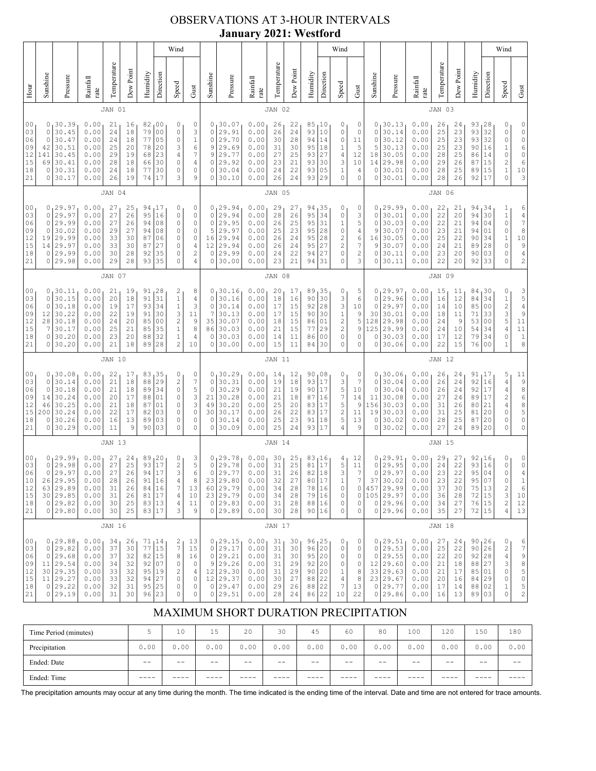# OBSERVATIONS AT 3-HOUR INTERVALS

## January 2021: Westford

| Hour | Sunshine | Pressure | Rainfall rate | Temperature | Dew Point | Humidity | Wind Direction | Wind Speed | Wind Gust | Sunshine | Pressure | Rainfall rate | Temperature | Dew Point | Humidity | Wind Direction | Wind Speed | Wind Gust | Sunshine | Pressure | Rainfall rate | Temperature | Dew Point | Humidity | Wind Direction | Wind Speed | Wind Gust |
|---|---|---|---|---|---|---|---|---|---|---|---|---|---|---|---|---|---|---|---|---|---|---|---|---|---|---|---|
| | JAN 01 | | | | | | | | | JAN 02 | | | | | | | | | JAN 03 | | | | | | | | |
| 00 | 0 | 30.39 | 0.00 | 21 | 16 | 82 | 00 | 0 | 0 | 0 | 30.07 | 0.00 | 26 | 22 | 85 | 10 | 0 | 0 | 0 | 30.13 | 0.00 | 26 | 24 | 93 | 28 | 0 | 0 |
| 03 | 0 | 30.45 | 0.00 | 24 | 18 | 79 | 00 | 0 | 3 | 0 | 29.91 | 0.00 | 26 | 24 | 93 | 10 | 0 | 0 | 0 | 30.14 | 0.00 | 25 | 23 | 93 | 32 | 0 | 0 |
| 06 | 0 | 30.47 | 0.00 | 24 | 18 | 77 | 05 | 0 | 1 | 0 | 29.70 | 0.00 | 30 | 28 | 94 | 14 | 0 | 11 | 0 | 30.12 | 0.00 | 25 | 23 | 93 | 32 | 0 | 0 |
| 09 | 42 | 30.51 | 0.00 | 25 | 20 | 78 | 20 | 3 | 6 | 9 | 29.69 | 0.00 | 31 | 30 | 95 | 18 | 1 | 5 | 5 | 30.13 | 0.00 | 25 | 23 | 90 | 16 | 1 | 6 |
| 12 | 141 | 30.45 | 0.00 | 29 | 19 | 68 | 23 | 4 | 7 | 9 | 29.77 | 0.00 | 27 | 25 | 93 | 27 | 4 | 12 | 18 | 30.05 | 0.00 | 28 | 25 | 86 | 14 | 0 | 0 |
| 15 | 69 | 30.41 | 0.00 | 28 | 18 | 66 | 30 | 0 | 4 | 0 | 29.92 | 0.00 | 23 | 21 | 93 | 30 | 3 | 10 | 14 | 29.98 | 0.00 | 29 | 26 | 87 | 15 | 2 | 6 |
| 18 | 0 | 30.31 | 0.00 | 24 | 18 | 77 | 30 | 0 | 0 | 0 | 30.04 | 0.00 | 24 | 22 | 93 | 05 | 1 | 4 | 0 | 30.01 | 0.00 | 28 | 25 | 89 | 15 | 1 | 10 |
| 21 | 0 | 30.17 | 0.00 | 26 | 19 | 74 | 17 | 3 | 9 | 0 | 30.10 | 0.00 | 26 | 24 | 93 | 29 | 0 | 0 | 0 | 30.01 | 0.00 | 28 | 26 | 92 | 17 | 0 | 3 |
| | JAN 04 | | | | | | | | | JAN 05 | | | | | | | | | JAN 06 | | | | | | | | |
| 00 | 0 | 29.97 | 0.00 | 27 | 25 | 94 | 17 | 0 | 0 | 0 | 29.94 | 0.00 | 29 | 27 | 94 | 35 | 0 | 0 | 0 | 29.99 | 0.00 | 22 | 21 | 94 | 34 | 1 | 6 |
| 03 | 0 | 29.97 | 0.00 | 27 | 26 | 95 | 16 | 0 | 0 | 0 | 29.94 | 0.00 | 28 | 26 | 95 | 34 | 0 | 3 | 0 | 30.01 | 0.00 | 22 | 20 | 94 | 30 | 1 | 4 |
| 06 | 0 | 29.99 | 0.00 | 27 | 26 | 94 | 08 | 0 | 0 | 0 | 29.95 | 0.00 | 26 | 25 | 95 | 31 | 1 | 5 | 0 | 30.03 | 0.00 | 22 | 21 | 94 | 04 | 0 | 7 |
| 09 | 0 | 30.02 | 0.00 | 29 | 27 | 94 | 08 | 0 | 0 | 5 | 29.97 | 0.00 | 25 | 23 | 95 | 28 | 0 | 4 | 9 | 30.07 | 0.00 | 22 | 21 | 94 | 01 | 0 | 8 |
| 12 | 19 | 29.99 | 0.00 | 33 | 30 | 87 | 06 | 0 | 0 | 16 | 29.94 | 0.00 | 26 | 24 | 95 | 28 | 2 | 6 | 16 | 30.05 | 0.00 | 25 | 22 | 90 | 34 | 1 | 10 |
| 15 | 14 | 29.97 | 0.00 | 33 | 30 | 87 | 27 | 0 | 4 | 12 | 29.94 | 0.00 | 26 | 24 | 95 | 27 | 2 | 7 | 9 | 30.07 | 0.00 | 24 | 21 | 89 | 28 | 0 | 9 |
| 18 | 0 | 29.99 | 0.00 | 30 | 28 | 92 | 35 | 0 | 2 | 0 | 29.99 | 0.00 | 24 | 22 | 94 | 27 | 0 | 2 | 0 | 30.11 | 0.00 | 23 | 20 | 90 | 03 | 0 | 4 |
| 21 | 0 | 29.98 | 0.00 | 29 | 28 | 93 | 35 | 0 | 4 | 0 | 30.00 | 0.00 | 23 | 21 | 94 | 31 | 0 | 3 | 0 | 30.11 | 0.00 | 22 | 20 | 92 | 33 | 0 | 2 |
| | JAN 07 | | | | | | | | | JAN 08 | | | | | | | | | JAN 09 | | | | | | | | |
| 00 | 0 | 30.11 | 0.00 | 21 | 19 | 91 | 28 | 2 | 8 | 0 | 30.16 | 0.00 | 20 | 17 | 89 | 35 | 0 | 5 | 0 | 29.97 | 0.00 | 15 | 11 | 84 | 30 | 0 | 3 |
| 03 | 0 | 30.15 | 0.00 | 20 | 18 | 91 | 31 | 1 | 4 | 0 | 30.16 | 0.00 | 18 | 16 | 90 | 30 | 3 | 6 | 0 | 29.96 | 0.00 | 16 | 12 | 84 | 34 | 1 | 5 |
| 06 | 0 | 30.18 | 0.00 | 19 | 17 | 93 | 34 | 1 | 3 | 0 | 30.14 | 0.00 | 17 | 15 | 92 | 28 | 3 | 10 | 0 | 29.97 | 0.00 | 14 | 10 | 85 | 00 | 2 | 4 |
| 09 | 12 | 30.22 | 0.00 | 22 | 19 | 91 | 30 | 3 | 11 | 7 | 30.13 | 0.00 | 17 | 15 | 90 | 30 | 1 | 9 | 30 | 30.01 | 0.00 | 18 | 11 | 71 | 33 | 3 | 9 |
| 12 | 28 | 30.18 | 0.00 | 24 | 20 | 85 | 00 | 2 | 9 | 35 | 30.07 | 0.00 | 18 | 15 | 86 | 01 | 2 | 5 | 128 | 29.98 | 0.00 | 24 | 9 | 53 | 00 | 5 | 11 |
| 15 | 7 | 30.17 | 0.00 | 25 | 21 | 85 | 35 | 1 | 8 | 86 | 30.03 | 0.00 | 21 | 15 | 77 | 29 | 2 | 9 | 125 | 29.99 | 0.00 | 24 | 10 | 54 | 34 | 4 | 11 |
| 18 | 0 | 30.20 | 0.00 | 23 | 20 | 88 | 32 | 1 | 4 | 0 | 30.03 | 0.00 | 14 | 11 | 86 | 00 | 0 | 0 | 0 | 30.03 | 0.00 | 17 | 12 | 79 | 34 | 0 | 1 |
| 21 | 0 | 30.20 | 0.00 | 21 | 18 | 89 | 28 | 2 | 10 | 0 | 30.00 | 0.00 | 15 | 11 | 84 | 30 | 0 | 0 | 0 | 30.06 | 0.00 | 22 | 15 | 76 | 00 | 1 | 8 |
| | JAN 10 | | | | | | | | | JAN 11 | | | | | | | | | JAN 12 | | | | | | | | |
| 00 | 0 | 30.08 | 0.00 | 22 | 17 | 83 | 35 | 0 | 0 | 0 | 30.29 | 0.00 | 14 | 12 | 90 | 08 | 0 | 0 | 0 | 30.06 | 0.00 | 26 | 24 | 91 | 17 | 5 | 11 |
| 03 | 0 | 30.14 | 0.00 | 21 | 18 | 88 | 29 | 2 | 7 | 0 | 30.31 | 0.00 | 19 | 18 | 93 | 17 | 3 | 7 | 0 | 30.04 | 0.00 | 26 | 24 | 92 | 16 | 4 | 9 |
| 06 | 0 | 30.18 | 0.00 | 21 | 18 | 89 | 34 | 0 | 5 | 0 | 30.29 | 0.00 | 21 | 19 | 90 | 17 | 5 | 10 | 0 | 30.04 | 0.00 | 26 | 24 | 92 | 17 | 4 | 8 |
| 09 | 14 | 30.24 | 0.00 | 20 | 17 | 88 | 01 | 0 | 3 | 21 | 30.28 | 0.00 | 21 | 18 | 87 | 16 | 7 | 14 | 11 | 30.08 | 0.00 | 27 | 24 | 89 | 17 | 2 | 6 |
| 12 | 46 | 30.25 | 0.00 | 21 | 18 | 87 | 01 | 0 | 3 | 49 | 30.20 | 0.00 | 25 | 20 | 83 | 17 | 5 | 9 | 156 | 30.03 | 0.00 | 31 | 26 | 80 | 21 | 4 | 8 |
| 15 | 200 | 30.24 | 0.00 | 22 | 17 | 82 | 03 | 0 | 0 | 30 | 30.17 | 0.00 | 26 | 22 | 83 | 17 | 2 | 11 | 19 | 30.03 | 0.00 | 31 | 25 | 81 | 20 | 0 | 5 |
| 18 | 0 | 30.26 | 0.00 | 16 | 13 | 89 | 03 | 0 | 0 | 0 | 30.14 | 0.00 | 25 | 23 | 91 | 18 | 5 | 13 | 0 | 30.02 | 0.00 | 28 | 25 | 87 | 20 | 0 | 0 |
| 21 | 0 | 30.29 | 0.00 | 11 | 9 | 90 | 03 | 0 | 0 | 0 | 30.09 | 0.00 | 25 | 24 | 93 | 17 | 4 | 9 | 0 | 30.02 | 0.00 | 27 | 24 | 89 | 20 | 0 | 0 |
| | JAN 13 | | | | | | | | | JAN 14 | | | | | | | | | JAN 15 | | | | | | | | |
| 00 | 0 | 29.99 | 0.00 | 27 | 24 | 89 | 20 | 0 | 3 | 0 | 29.78 | 0.00 | 30 | 25 | 83 | 16 | 4 | 12 | 0 | 29.91 | 0.00 | 29 | 27 | 92 | 16 | 0 | 0 |
| 03 | 0 | 29.98 | 0.00 | 27 | 25 | 93 | 17 | 2 | 5 | 0 | 29.78 | 0.00 | 31 | 25 | 81 | 17 | 5 | 11 | 0 | 29.95 | 0.00 | 24 | 22 | 93 | 16 | 0 | 0 |
| 06 | 0 | 29.97 | 0.00 | 27 | 26 | 94 | 17 | 3 | 6 | 0 | 29.77 | 0.00 | 31 | 26 | 82 | 18 | 3 | 7 | 0 | 29.97 | 0.00 | 23 | 22 | 95 | 04 | 0 | 4 |
| 10 | 26 | 29.95 | 0.00 | 28 | 26 | 91 | 16 | 4 | 8 | 23 | 29.80 | 0.00 | 32 | 27 | 80 | 17 | 1 | 7 | 37 | 30.02 | 0.00 | 23 | 22 | 95 | 07 | 0 | 1 |
| 12 | 63 | 29.89 | 0.00 | 31 | 26 | 84 | 16 | 7 | 13 | 60 | 29.79 | 0.00 | 34 | 28 | 78 | 16 | 0 | 0 | 457 | 29.99 | 0.00 | 37 | 30 | 75 | 13 | 2 | 6 |
| 15 | 30 | 29.85 | 0.00 | 31 | 26 | 81 | 17 | 4 | 10 | 23 | 29.79 | 0.00 | 34 | 28 | 79 | 16 | 0 | 0 | 105 | 29.97 | 0.00 | 36 | 28 | 72 | 15 | 3 | 10 |
| 18 | 0 | 29.82 | 0.00 | 30 | 25 | 83 | 13 | 4 | 11 | 0 | 29.83 | 0.00 | 31 | 28 | 88 | 16 | 0 | 0 | 0 | 29.96 | 0.00 | 34 | 27 | 76 | 15 | 2 | 12 |
| 21 | 0 | 29.80 | 0.00 | 30 | 25 | 83 | 17 | 3 | 9 | 0 | 29.89 | 0.00 | 30 | 28 | 90 | 16 | 0 | 0 | 0 | 29.96 | 0.00 | 35 | 27 | 72 | 15 | 4 | 13 |
| | JAN 16 | | | | | | | | | JAN 17 | | | | | | | | | JAN 18 | | | | | | | | |
| 00 | 0 | 29.88 | 0.00 | 34 | 26 | 71 | 14 | 2 | 13 | 0 | 29.15 | 0.00 | 31 | 30 | 96 | 25 | 0 | 0 | 0 | 29.51 | 0.00 | 27 | 24 | 90 | 26 | 0 | 6 |
| 03 | 0 | 29.82 | 0.00 | 37 | 30 | 77 | 15 | 7 | 15 | 0 | 29.17 | 0.00 | 31 | 30 | 96 | 20 | 0 | 0 | 0 | 29.53 | 0.00 | 25 | 22 | 90 | 26 | 2 | 7 |
| 06 | 0 | 29.68 | 0.00 | 37 | 32 | 82 | 15 | 8 | 16 | 0 | 29.21 | 0.00 | 31 | 30 | 95 | 20 | 0 | 0 | 0 | 29.55 | 0.00 | 22 | 20 | 92 | 28 | 4 | 9 |
| 09 | 11 | 29.54 | 0.00 | 34 | 32 | 92 | 07 | 0 | 0 | 9 | 29.26 | 0.00 | 31 | 29 | 92 | 20 | 0 | 0 | 12 | 29.60 | 0.00 | 21 | 18 | 88 | 27 | 3 | 8 |
| 12 | 30 | 29.35 | 0.00 | 33 | 32 | 95 | 19 | 2 | 4 | 12 | 29.30 | 0.00 | 31 | 29 | 90 | 20 | 1 | 8 | 33 | 29.63 | 0.00 | 21 | 17 | 85 | 01 | 0 | 5 |
| 15 | 11 | 29.27 | 0.00 | 33 | 32 | 94 | 27 | 0 | 0 | 12 | 29.37 | 0.00 | 30 | 27 | 88 | 22 | 4 | 8 | 23 | 29.67 | 0.00 | 20 | 16 | 84 | 29 | 0 | 0 |
| 18 | 0 | 29.22 | 0.00 | 32 | 31 | 95 | 25 | 0 | 0 | 0 | 29.47 | 0.00 | 29 | 26 | 88 | 22 | 7 | 13 | 0 | 29.77 | 0.00 | 17 | 14 | 88 | 02 | 1 | 5 |
| 21 | 0 | 29.19 | 0.00 | 31 | 30 | 96 | 23 | 0 | 0 | 0 | 29.51 | 0.00 | 28 | 24 | 86 | 22 | 10 | 22 | 0 | 29.86 | 0.00 | 16 | 13 | 89 | 03 | 0 | 2 |

# MAXIMUM SHORT DURATION PRECIPITATION

| Time Period (minutes) | 5 | 10 | 15 | 20 | 30 | 45 | 60 | 80 | 100 | 120 | 150 | 180 |
|---|---|---|---|---|---|---|---|---|---|---|---|---|
| Precipitation | 0.00 | 0.00 | 0.00 | 0.00 | 0.00 | 0.00 | 0.00 | 0.00 | 0.00 | 0.00 | 0.00 | 0.00 |
| Ended: Date | -- | -- | -- | -- | -- | -- | -- | -- | -- | -- | -- | -- |
| Ended: Time | ---- | ---- | ---- | ---- | ---- | ---- | ---- | ---- | ---- | ---- | ---- | ---- |

The precipitation amounts may occur at any time during the month. The time indicated is the ending time of the interval. Date and time are not entered for trace amounts.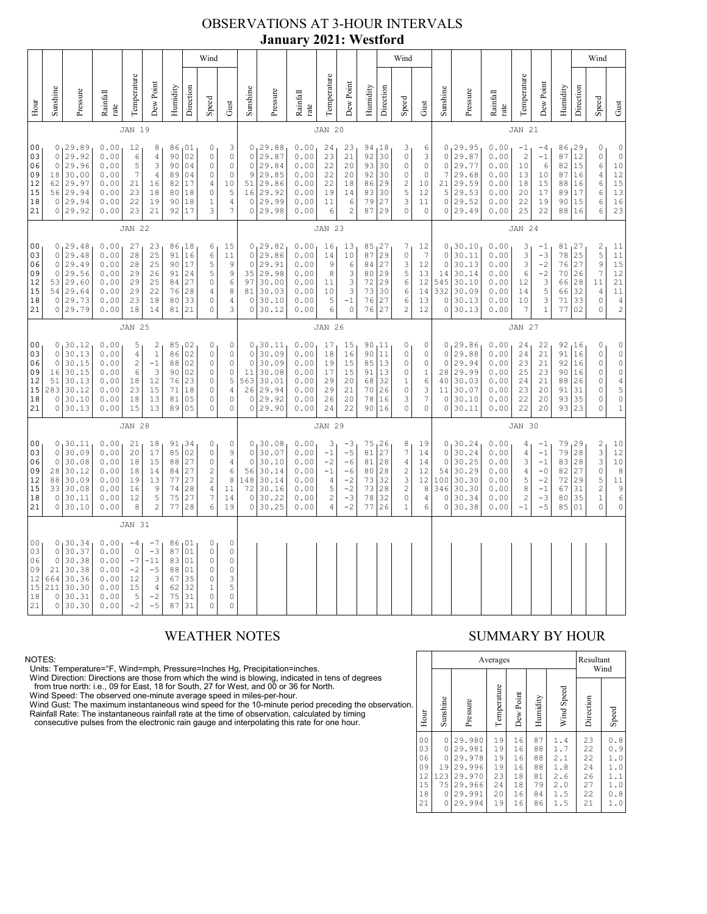# OBSERVATIONS AT 3-HOUR INTERVALS
## January 2021: Westford

### JAN 19

| Hour | Sunshine | Pressure | Rainfall rate | Temperature | Dew Point | Humidity | Wind Direction | Wind Speed | Wind Gust |
|---|---|---|---|---|---|---|---|---|---|
| 00 | 0 | 29.89 | 0.00 | 12 | 8 | 86 | 01 | 0 | 3 |
| 03 | 0 | 29.92 | 0.00 | 6 | 4 | 90 | 02 | 0 | 0 |
| 06 | 0 | 29.96 | 0.00 | 5 | 3 | 90 | 04 | 0 | 0 |
| 09 | 18 | 30.00 | 0.00 | 7 | 4 | 89 | 04 | 0 | 0 |
| 12 | 62 | 29.97 | 0.00 | 21 | 16 | 82 | 17 | 4 | 10 |
| 15 | 56 | 29.94 | 0.00 | 23 | 18 | 80 | 18 | 0 | 5 |
| 18 | 0 | 29.94 | 0.00 | 22 | 19 | 90 | 18 | 1 | 4 |
| 21 | 0 | 29.92 | 0.00 | 23 | 21 | 92 | 17 | 3 | 7 |

### JAN 20

| Hour | Sunshine | Pressure | Rainfall rate | Temperature | Dew Point | Humidity | Wind Direction | Wind Speed | Wind Gust |
|---|---|---|---|---|---|---|---|---|---|
| 00 | 0 | 29.88 | 0.00 | 24 | 23 | 94 | 18 | 3 | 6 |
| 03 | 0 | 29.87 | 0.00 | 23 | 21 | 92 | 30 | 0 | 3 |
| 06 | 0 | 29.84 | 0.00 | 22 | 20 | 93 | 30 | 0 | 0 |
| 09 | 9 | 29.85 | 0.00 | 22 | 20 | 92 | 30 | 0 | 0 |
| 12 | 51 | 29.86 | 0.00 | 22 | 18 | 86 | 29 | 2 | 10 |
| 15 | 16 | 29.92 | 0.00 | 19 | 14 | 83 | 30 | 5 | 12 |
| 18 | 0 | 29.99 | 0.00 | 11 | 6 | 79 | 27 | 3 | 11 |
| 21 | 0 | 29.98 | 0.00 | 6 | 2 | 87 | 29 | 0 | 0 |

### JAN 21

| Hour | Sunshine | Pressure | Rainfall rate | Temperature | Dew Point | Humidity | Wind Direction | Wind Speed | Wind Gust |
|---|---|---|---|---|---|---|---|---|---|
| 00 | 0 | 29.95 | 0.00 | -1 | -4 | 86 | 29 | 0 | 0 |
| 03 | 0 | 29.87 | 0.00 | 2 | -1 | 87 | 12 | 0 | 0 |
| 06 | 0 | 29.77 | 0.00 | 10 | 6 | 82 | 15 | 6 | 10 |
| 09 | 7 | 29.68 | 0.00 | 13 | 10 | 87 | 16 | 4 | 12 |
| 12 | 21 | 29.59 | 0.00 | 18 | 15 | 88 | 16 | 6 | 15 |
| 15 | 5 | 29.53 | 0.00 | 20 | 17 | 89 | 17 | 6 | 13 |
| 18 | 0 | 29.52 | 0.00 | 22 | 19 | 90 | 15 | 6 | 16 |
| 21 | 0 | 29.49 | 0.00 | 25 | 22 | 88 | 16 | 6 | 23 |

### JAN 22

| Hour | Sunshine | Pressure | Rainfall rate | Temperature | Dew Point | Humidity | Wind Direction | Wind Speed | Wind Gust |
|---|---|---|---|---|---|---|---|---|---|
| 00 | 0 | 29.48 | 0.00 | 27 | 23 | 86 | 18 | 6 | 15 |
| 03 | 0 | 29.48 | 0.00 | 28 | 25 | 91 | 16 | 6 | 11 |
| 06 | 0 | 29.49 | 0.00 | 28 | 25 | 90 | 17 | 5 | 9 |
| 09 | 0 | 29.56 | 0.00 | 29 | 26 | 91 | 24 | 5 | 9 |
| 12 | 53 | 29.60 | 0.00 | 29 | 25 | 84 | 27 | 0 | 6 |
| 15 | 54 | 29.64 | 0.00 | 29 | 22 | 76 | 28 | 4 | 8 |
| 18 | 0 | 29.73 | 0.00 | 23 | 18 | 80 | 33 | 0 | 4 |
| 21 | 0 | 29.79 | 0.00 | 18 | 14 | 81 | 21 | 0 | 3 |

### JAN 23

| Hour | Sunshine | Pressure | Rainfall rate | Temperature | Dew Point | Humidity | Wind Direction | Wind Speed | Wind Gust |
|---|---|---|---|---|---|---|---|---|---|
| 00 | 0 | 29.82 | 0.00 | 16 | 13 | 85 | 27 | 7 | 12 |
| 03 | 0 | 29.86 | 0.00 | 14 | 10 | 87 | 29 | 0 | 7 |
| 06 | 0 | 29.91 | 0.00 | 9 | 6 | 84 | 27 | 3 | 12 |
| 09 | 35 | 29.98 | 0.00 | 8 | 3 | 80 | 29 | 5 | 13 |
| 12 | 97 | 30.00 | 0.00 | 11 | 3 | 72 | 29 | 6 | 12 |
| 15 | 81 | 30.03 | 0.00 | 10 | 3 | 73 | 30 | 6 | 14 |
| 18 | 0 | 30.10 | 0.00 | 5 | -1 | 76 | 27 | 6 | 13 |
| 21 | 0 | 30.12 | 0.00 | 6 | 0 | 76 | 27 | 2 | 12 |

### JAN 24

| Hour | Sunshine | Pressure | Rainfall rate | Temperature | Dew Point | Humidity | Wind Direction | Wind Speed | Wind Gust |
|---|---|---|---|---|---|---|---|---|---|
| 00 | 0 | 30.10 | 0.00 | 3 | -1 | 81 | 27 | 2 | 11 |
| 03 | 0 | 30.11 | 0.00 | 3 | -3 | 78 | 25 | 5 | 11 |
| 06 | 0 | 30.13 | 0.00 | 3 | -2 | 76 | 27 | 9 | 15 |
| 09 | 14 | 30.14 | 0.00 | 6 | -2 | 70 | 26 | 7 | 12 |
| 12 | 545 | 30.10 | 0.00 | 12 | 3 | 66 | 28 | 11 | 21 |
| 15 | 332 | 30.09 | 0.00 | 14 | 5 | 66 | 32 | 4 | 11 |
| 18 | 0 | 30.13 | 0.00 | 10 | 3 | 71 | 33 | 0 | 4 |
| 21 | 0 | 30.13 | 0.00 | 7 | 1 | 77 | 02 | 0 | 2 |

### JAN 25

| Hour | Sunshine | Pressure | Rainfall rate | Temperature | Dew Point | Humidity | Wind Direction | Wind Speed | Wind Gust |
|---|---|---|---|---|---|---|---|---|---|
| 00 | 0 | 30.12 | 0.00 | 5 | 2 | 85 | 02 | 0 | 0 |
| 03 | 0 | 30.13 | 0.00 | 4 | 1 | 86 | 02 | 0 | 0 |
| 06 | 0 | 30.15 | 0.00 | 2 | -1 | 88 | 02 | 0 | 0 |
| 09 | 16 | 30.15 | 0.00 | 6 | 3 | 90 | 02 | 0 | 0 |
| 12 | 51 | 30.13 | 0.00 | 18 | 12 | 76 | 23 | 0 | 5 |
| 15 | 283 | 30.12 | 0.00 | 23 | 15 | 71 | 18 | 0 | 4 |
| 18 | 0 | 30.10 | 0.00 | 18 | 13 | 81 | 05 | 0 | 0 |
| 21 | 0 | 30.13 | 0.00 | 15 | 13 | 89 | 05 | 0 | 0 |

### JAN 26

| Hour | Sunshine | Pressure | Rainfall rate | Temperature | Dew Point | Humidity | Wind Direction | Wind Speed | Wind Gust |
|---|---|---|---|---|---|---|---|---|---|
| 00 | 0 | 30.11 | 0.00 | 17 | 15 | 90 | 11 | 0 | 0 |
| 03 | 0 | 30.09 | 0.00 | 18 | 16 | 90 | 11 | 0 | 0 |
| 06 | 0 | 30.09 | 0.00 | 19 | 15 | 85 | 13 | 0 | 0 |
| 09 | 11 | 30.08 | 0.00 | 17 | 15 | 91 | 13 | 0 | 1 |
| 12 | 563 | 30.01 | 0.00 | 29 | 20 | 68 | 32 | 1 | 6 |
| 15 | 26 | 29.94 | 0.00 | 29 | 21 | 70 | 26 | 0 | 3 |
| 18 | 0 | 29.92 | 0.00 | 26 | 20 | 78 | 16 | 3 | 7 |
| 21 | 0 | 29.90 | 0.00 | 24 | 22 | 90 | 16 | 0 | 0 |

### JAN 27

| Hour | Sunshine | Pressure | Rainfall rate | Temperature | Dew Point | Humidity | Wind Direction | Wind Speed | Wind Gust |
|---|---|---|---|---|---|---|---|---|---|
| 00 | 0 | 29.86 | 0.00 | 24 | 22 | 92 | 16 | 0 | 0 |
| 03 | 0 | 29.88 | 0.00 | 24 | 21 | 91 | 16 | 0 | 0 |
| 06 | 0 | 29.94 | 0.00 | 23 | 21 | 92 | 16 | 0 | 0 |
| 09 | 28 | 29.99 | 0.00 | 25 | 23 | 90 | 16 | 0 | 0 |
| 12 | 40 | 30.03 | 0.00 | 24 | 21 | 88 | 16 | 0 | 4 |
| 15 | 11 | 30.07 | 0.00 | 23 | 20 | 91 | 31 | 0 | 5 |
| 18 | 0 | 30.10 | 0.00 | 22 | 20 | 93 | 35 | 0 | 0 |
| 21 | 0 | 30.11 | 0.00 | 22 | 20 | 93 | 23 | 0 | 1 |

### JAN 28

| Hour | Sunshine | Pressure | Rainfall rate | Temperature | Dew Point | Humidity | Wind Direction | Wind Speed | Wind Gust |
|---|---|---|---|---|---|---|---|---|---|
| 00 | 0 | 30.11 | 0.00 | 21 | 18 | 91 | 34 | 0 | 0 |
| 03 | 0 | 30.09 | 0.00 | 20 | 17 | 85 | 02 | 0 | 9 |
| 06 | 0 | 30.08 | 0.00 | 18 | 15 | 88 | 27 | 0 | 4 |
| 09 | 28 | 30.12 | 0.00 | 18 | 14 | 84 | 27 | 2 | 6 |
| 12 | 88 | 30.09 | 0.00 | 19 | 13 | 77 | 27 | 2 | 8 |
| 15 | 33 | 30.08 | 0.00 | 16 | 9 | 74 | 28 | 4 | 11 |
| 18 | 0 | 30.11 | 0.00 | 12 | 5 | 75 | 27 | 7 | 14 |
| 21 | 0 | 30.10 | 0.00 | 8 | 2 | 77 | 28 | 6 | 19 |

### JAN 29

| Hour | Sunshine | Pressure | Rainfall rate | Temperature | Dew Point | Humidity | Wind Direction | Wind Speed | Wind Gust |
|---|---|---|---|---|---|---|---|---|---|
| 00 | 0 | 30.08 | 0.00 | 3 | -3 | 75 | 26 | 8 | 19 |
| 03 | 0 | 30.07 | 0.00 | -1 | -5 | 81 | 27 | 7 | 14 |
| 06 | 0 | 30.10 | 0.00 | -2 | -6 | 81 | 28 | 4 | 14 |
| 09 | 56 | 30.14 | 0.00 | -1 | -6 | 80 | 28 | 2 | 12 |
| 12 | 148 | 30.14 | 0.00 | 4 | -2 | 73 | 32 | 3 | 12 |
| 15 | 72 | 30.16 | 0.00 | 5 | -2 | 73 | 28 | 2 | 8 |
| 18 | 0 | 30.22 | 0.00 | 2 | -3 | 78 | 32 | 0 | 4 |
| 21 | 0 | 30.25 | 0.00 | 4 | -2 | 77 | 26 | 1 | 6 |

### JAN 30

| Hour | Sunshine | Pressure | Rainfall rate | Temperature | Dew Point | Humidity | Wind Direction | Wind Speed | Wind Gust |
|---|---|---|---|---|---|---|---|---|---|
| 00 | 0 | 30.24 | 0.00 | 4 | -1 | 79 | 29 | 2 | 10 |
| 03 | 0 | 30.24 | 0.00 | 4 | -1 | 79 | 28 | 3 | 12 |
| 06 | 0 | 30.25 | 0.00 | 3 | -1 | 83 | 28 | 3 | 10 |
| 09 | 54 | 30.29 | 0.00 | 4 | -0 | 82 | 27 | 0 | 8 |
| 12 | 100 | 30.30 | 0.00 | 5 | -2 | 72 | 29 | 5 | 11 |
| 15 | 346 | 30.30 | 0.00 | 8 | -1 | 67 | 31 | 2 | 9 |
| 18 | 0 | 30.34 | 0.00 | 2 | -3 | 80 | 35 | 1 | 6 |
| 21 | 0 | 30.38 | 0.00 | -1 | -5 | 85 | 01 | 0 | 0 |

### JAN 31

| Hour | Sunshine | Pressure | Rainfall rate | Temperature | Dew Point | Humidity | Wind Direction | Wind Speed | Wind Gust |
|---|---|---|---|---|---|---|---|---|---|
| 00 | 0 | 30.34 | 0.00 | -4 | -7 | 86 | 01 | 0 | 0 |
| 03 | 0 | 30.37 | 0.00 | 0 | -3 | 87 | 01 | 0 | 0 |
| 06 | 0 | 30.38 | 0.00 | -7 | -11 | 83 | 01 | 0 | 0 |
| 09 | 21 | 30.38 | 0.00 | -2 | -5 | 88 | 01 | 0 | 0 |
| 12 | 664 | 30.36 | 0.00 | 12 | 3 | 67 | 35 | 0 | 3 |
| 15 | 211 | 30.30 | 0.00 | 15 | 4 | 62 | 32 | 1 | 5 |
| 18 | 0 | 30.31 | 0.00 | 5 | -2 | 75 | 31 | 0 | 0 |
| 21 | 0 | 30.30 | 0.00 | -2 | -5 | 87 | 31 | 0 | 0 |

## WEATHER NOTES

NOTES:
Units: Temperature=°F, Wind=mph, Pressure=Inches Hg, Precipitation=inches.
Wind Direction: Directions are those from which the wind is blowing, indicated in tens of degrees from true north: i.e., 09 for East, 18 for South, 27 for West, and 00 or 36 for North.
Wind Speed: The observed one-minute average speed in miles-per-hour.
Wind Gust: The maximum instantaneous wind speed for the 10-minute period preceding the observation.
Rainfall Rate: The instantaneous rainfall rate at the time of observation, calculated by timing consecutive pulses from the electronic rain gauge and interpolating this rate for one hour.

## SUMMARY BY HOUR

| Hour | Averages: Sunshine | Pressure | Temperature | Dew Point | Humidity | Wind Speed | Resultant Wind: Direction | Speed |
|---|---|---|---|---|---|---|---|---|
| 00 | 0 | 29.980 | 19 | 16 | 87 | 1.4 | 23 | 0.8 |
| 03 | 0 | 29.981 | 19 | 16 | 88 | 1.7 | 22 | 0.9 |
| 06 | 0 | 29.978 | 19 | 16 | 88 | 2.1 | 22 | 1.0 |
| 09 | 19 | 29.996 | 19 | 16 | 88 | 1.8 | 24 | 1.0 |
| 12 | 123 | 29.970 | 23 | 18 | 81 | 2.6 | 26 | 1.1 |
| 15 | 75 | 29.966 | 24 | 18 | 79 | 2.0 | 27 | 1.0 |
| 18 | 0 | 29.991 | 20 | 16 | 84 | 1.5 | 22 | 0.8 |
| 21 | 0 | 29.994 | 19 | 16 | 86 | 1.5 | 21 | 1.0 |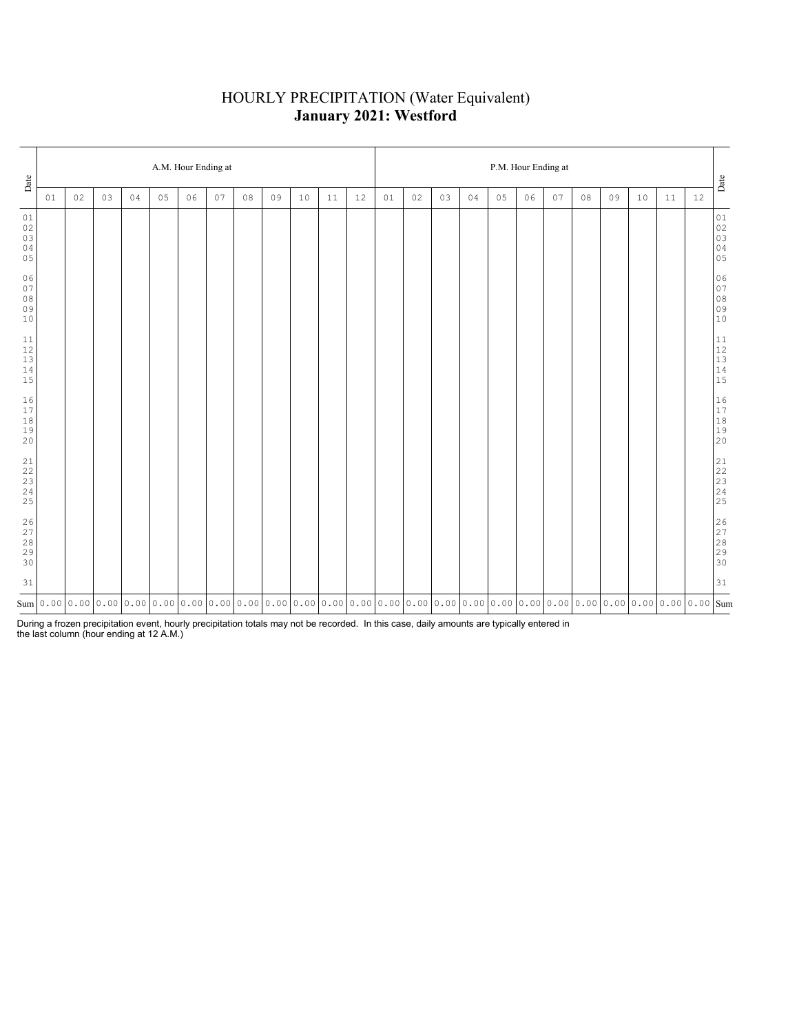# HOURLY PRECIPITATION (Water Equivalent)

## **January 2021: Westford**

| Date | A.M. Hour Ending at | | | | | | | | | | | | P.M. Hour Ending at | | | | | | | | | | | | Date |
|---|---|---|---|---|---|---|---|---|---|---|---|---|---|---|---|---|---|---|---|---|---|---|---|---|---|
| | 01 | 02 | 03 | 04 | 05 | 06 | 07 | 08 | 09 | 10 | 11 | 12 | 01 | 02 | 03 | 04 | 05 | 06 | 07 | 08 | 09 | 10 | 11 | 12 | |
| 01 | | | | | | | | | | | | | | | | | | | | | | | | | 01 |
| 02 | | | | | | | | | | | | | | | | | | | | | | | | | 02 |
| 03 | | | | | | | | | | | | | | | | | | | | | | | | | 03 |
| 04 | | | | | | | | | | | | | | | | | | | | | | | | | 04 |
| 05 | | | | | | | | | | | | | | | | | | | | | | | | | 05 |
| 06 | | | | | | | | | | | | | | | | | | | | | | | | | 06 |
| 07 | | | | | | | | | | | | | | | | | | | | | | | | | 07 |
| 08 | | | | | | | | | | | | | | | | | | | | | | | | | 08 |
| 09 | | | | | | | | | | | | | | | | | | | | | | | | | 09 |
| 10 | | | | | | | | | | | | | | | | | | | | | | | | | 10 |
| 11 | | | | | | | | | | | | | | | | | | | | | | | | | 11 |
| 12 | | | | | | | | | | | | | | | | | | | | | | | | | 12 |
| 13 | | | | | | | | | | | | | | | | | | | | | | | | | 13 |
| 14 | | | | | | | | | | | | | | | | | | | | | | | | | 14 |
| 15 | | | | | | | | | | | | | | | | | | | | | | | | | 15 |
| 16 | | | | | | | | | | | | | | | | | | | | | | | | | 16 |
| 17 | | | | | | | | | | | | | | | | | | | | | | | | | 17 |
| 18 | | | | | | | | | | | | | | | | | | | | | | | | | 18 |
| 19 | | | | | | | | | | | | | | | | | | | | | | | | | 19 |
| 20 | | | | | | | | | | | | | | | | | | | | | | | | | 20 |
| 21 | | | | | | | | | | | | | | | | | | | | | | | | | 21 |
| 22 | | | | | | | | | | | | | | | | | | | | | | | | | 22 |
| 23 | | | | | | | | | | | | | | | | | | | | | | | | | 23 |
| 24 | | | | | | | | | | | | | | | | | | | | | | | | | 24 |
| 25 | | | | | | | | | | | | | | | | | | | | | | | | | 25 |
| 26 | | | | | | | | | | | | | | | | | | | | | | | | | 26 |
| 27 | | | | | | | | | | | | | | | | | | | | | | | | | 27 |
| 28 | | | | | | | | | | | | | | | | | | | | | | | | | 28 |
| 29 | | | | | | | | | | | | | | | | | | | | | | | | | 29 |
| 30 | | | | | | | | | | | | | | | | | | | | | | | | | 30 |
| 31 | | | | | | | | | | | | | | | | | | | | | | | | | 31 |
| Sum | 0.00 | 0.00 | 0.00 | 0.00 | 0.00 | 0.00 | 0.00 | 0.00 | 0.00 | 0.00 | 0.00 | 0.00 | 0.00 | 0.00 | 0.00 | 0.00 | 0.00 | 0.00 | 0.00 | 0.00 | 0.00 | 0.00 | 0.00 | 0.00 | Sum |

During a frozen precipitation event, hourly precipitation totals may not be recorded. In this case, daily amounts are typically entered in the last column (hour ending at 12 A.M.)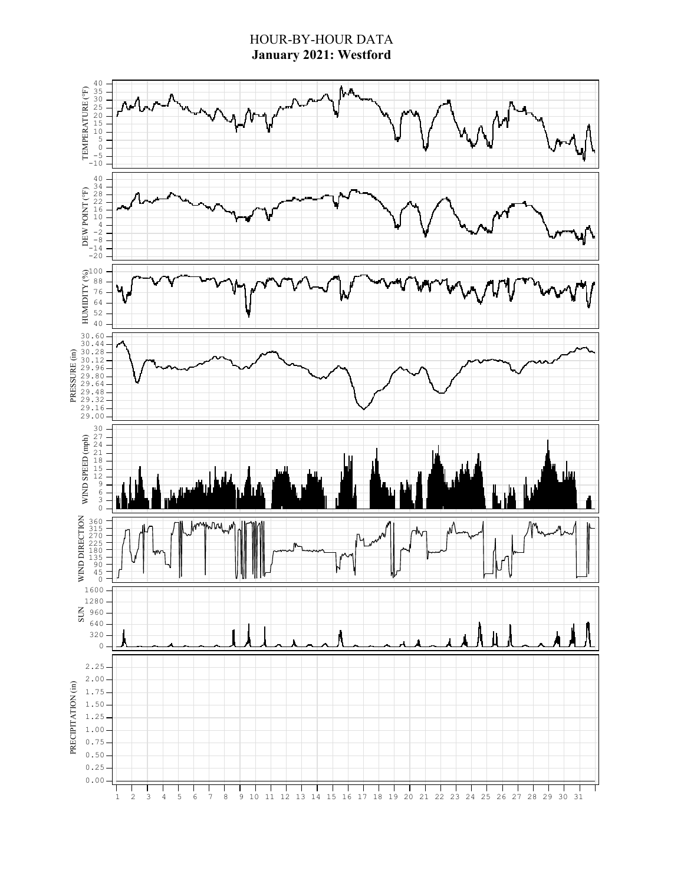# HOUR-BY-HOUR DATA

## January 2021: Westford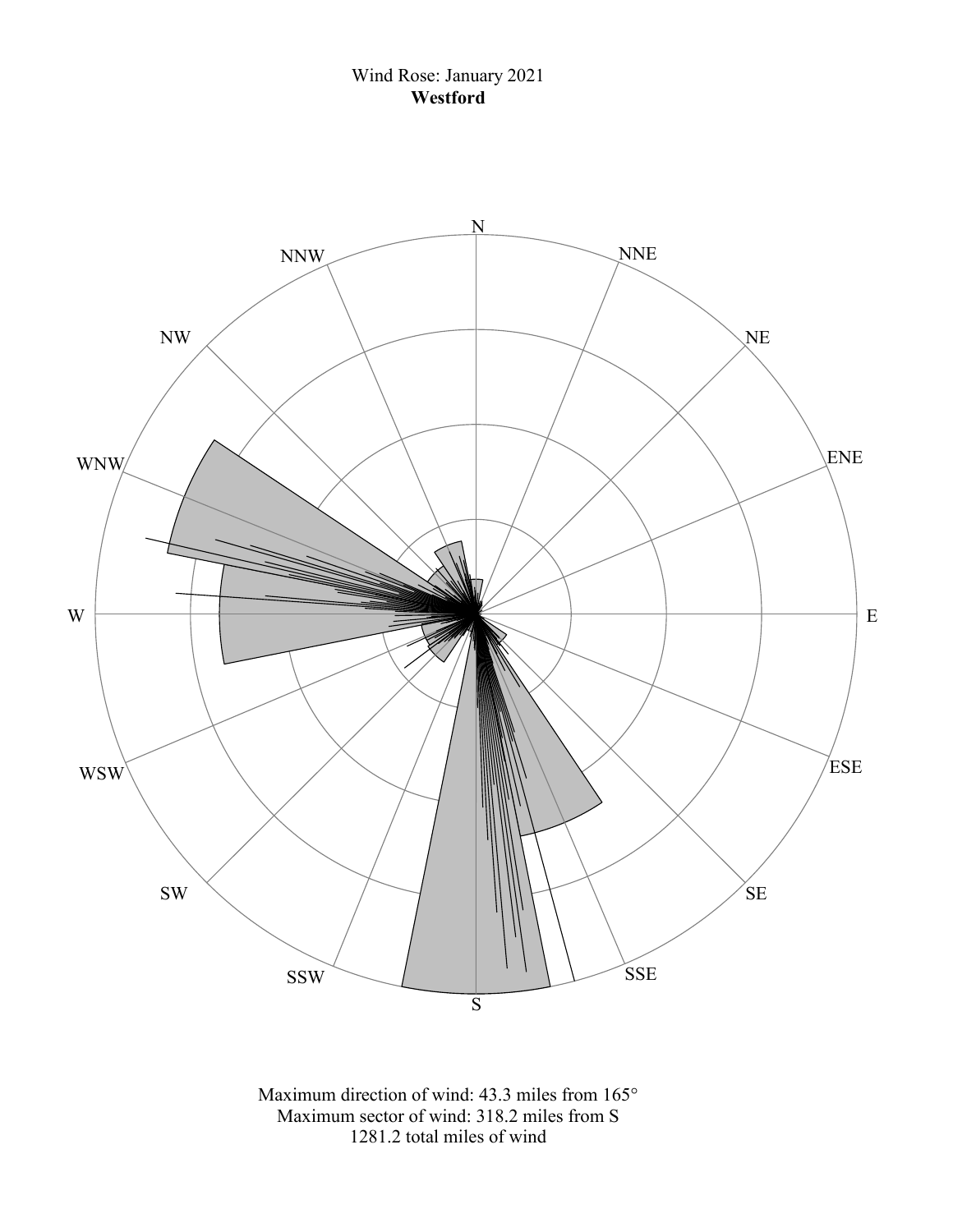Wind Rose: January 2021

**Westford**

N

NNE

NE

ENE

E

ESE

SE

SSE

S

SSW

SW

WSW

W

WNW

NW

NNW

Maximum direction of wind: 43.3 miles from 165°

Maximum sector of wind: 318.2 miles from S

1281.2 total miles of wind